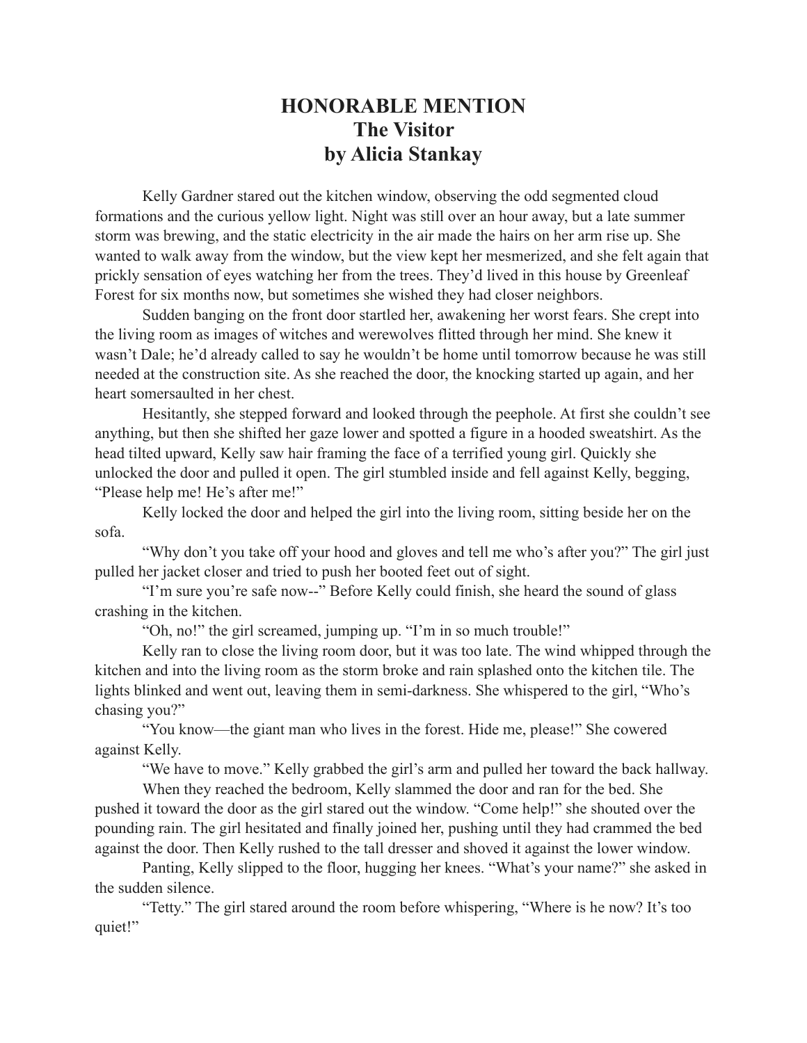# HONORABLE MENTION
## The Visitor
### by Alicia Stankay

Kelly Gardner stared out the kitchen window, observing the odd segmented cloud formations and the curious yellow light. Night was still over an hour away, but a late summer storm was brewing, and the static electricity in the air made the hairs on her arm rise up. She wanted to walk away from the window, but the view kept her mesmerized, and she felt again that prickly sensation of eyes watching her from the trees. They'd lived in this house by Greenleaf Forest for six months now, but sometimes she wished they had closer neighbors.

Sudden banging on the front door startled her, awakening her worst fears. She crept into the living room as images of witches and werewolves flitted through her mind. She knew it wasn't Dale; he'd already called to say he wouldn't be home until tomorrow because he was still needed at the construction site. As she reached the door, the knocking started up again, and her heart somersaulted in her chest.

Hesitantly, she stepped forward and looked through the peephole. At first she couldn't see anything, but then she shifted her gaze lower and spotted a figure in a hooded sweatshirt. As the head tilted upward, Kelly saw hair framing the face of a terrified young girl. Quickly she unlocked the door and pulled it open. The girl stumbled inside and fell against Kelly, begging, "Please help me! He's after me!"

Kelly locked the door and helped the girl into the living room, sitting beside her on the sofa.

"Why don't you take off your hood and gloves and tell me who's after you?" The girl just pulled her jacket closer and tried to push her booted feet out of sight.

"I'm sure you're safe now--" Before Kelly could finish, she heard the sound of glass crashing in the kitchen.

"Oh, no!" the girl screamed, jumping up. "I'm in so much trouble!"

Kelly ran to close the living room door, but it was too late. The wind whipped through the kitchen and into the living room as the storm broke and rain splashed onto the kitchen tile. The lights blinked and went out, leaving them in semi-darkness. She whispered to the girl, "Who's chasing you?"

"You know—the giant man who lives in the forest. Hide me, please!" She cowered against Kelly.

"We have to move." Kelly grabbed the girl's arm and pulled her toward the back hallway.

When they reached the bedroom, Kelly slammed the door and ran for the bed. She pushed it toward the door as the girl stared out the window. "Come help!" she shouted over the pounding rain. The girl hesitated and finally joined her, pushing until they had crammed the bed against the door. Then Kelly rushed to the tall dresser and shoved it against the lower window.

Panting, Kelly slipped to the floor, hugging her knees. "What's your name?" she asked in the sudden silence.

"Tetty." The girl stared around the room before whispering, "Where is he now? It's too quiet!"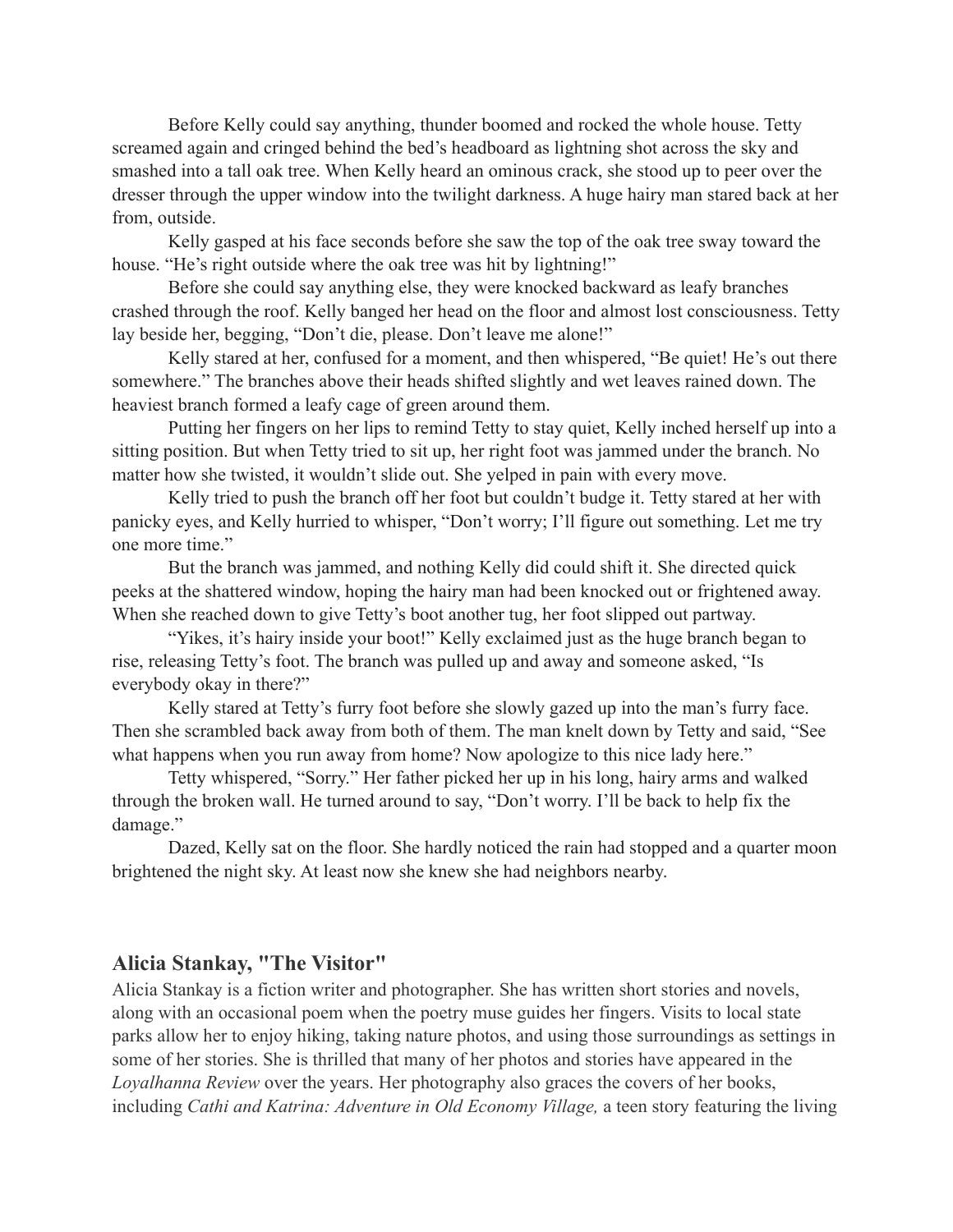Before Kelly could say anything, thunder boomed and rocked the whole house. Tetty screamed again and cringed behind the bed's headboard as lightning shot across the sky and smashed into a tall oak tree. When Kelly heard an ominous crack, she stood up to peer over the dresser through the upper window into the twilight darkness. A huge hairy man stared back at her from, outside.

Kelly gasped at his face seconds before she saw the top of the oak tree sway toward the house. "He's right outside where the oak tree was hit by lightning!"

Before she could say anything else, they were knocked backward as leafy branches crashed through the roof. Kelly banged her head on the floor and almost lost consciousness. Tetty lay beside her, begging, "Don't die, please. Don't leave me alone!"

Kelly stared at her, confused for a moment, and then whispered, "Be quiet! He's out there somewhere." The branches above their heads shifted slightly and wet leaves rained down. The heaviest branch formed a leafy cage of green around them.

Putting her fingers on her lips to remind Tetty to stay quiet, Kelly inched herself up into a sitting position. But when Tetty tried to sit up, her right foot was jammed under the branch. No matter how she twisted, it wouldn't slide out. She yelped in pain with every move.

Kelly tried to push the branch off her foot but couldn't budge it. Tetty stared at her with panicky eyes, and Kelly hurried to whisper, "Don't worry; I'll figure out something. Let me try one more time."

But the branch was jammed, and nothing Kelly did could shift it. She directed quick peeks at the shattered window, hoping the hairy man had been knocked out or frightened away. When she reached down to give Tetty's boot another tug, her foot slipped out partway.

"Yikes, it's hairy inside your boot!" Kelly exclaimed just as the huge branch began to rise, releasing Tetty's foot. The branch was pulled up and away and someone asked, "Is everybody okay in there?"

Kelly stared at Tetty's furry foot before she slowly gazed up into the man's furry face. Then she scrambled back away from both of them. The man knelt down by Tetty and said, "See what happens when you run away from home? Now apologize to this nice lady here."

Tetty whispered, "Sorry." Her father picked her up in his long, hairy arms and walked through the broken wall. He turned around to say, "Don't worry. I'll be back to help fix the damage."

Dazed, Kelly sat on the floor. She hardly noticed the rain had stopped and a quarter moon brightened the night sky. At least now she knew she had neighbors nearby.

### Alicia Stankay, "The Visitor"

Alicia Stankay is a fiction writer and photographer. She has written short stories and novels, along with an occasional poem when the poetry muse guides her fingers. Visits to local state parks allow her to enjoy hiking, taking nature photos, and using those surroundings as settings in some of her stories. She is thrilled that many of her photos and stories have appeared in the *Loyalhanna Review* over the years. Her photography also graces the covers of her books, including *Cathi and Katrina: Adventure in Old Economy Village,* a teen story featuring the living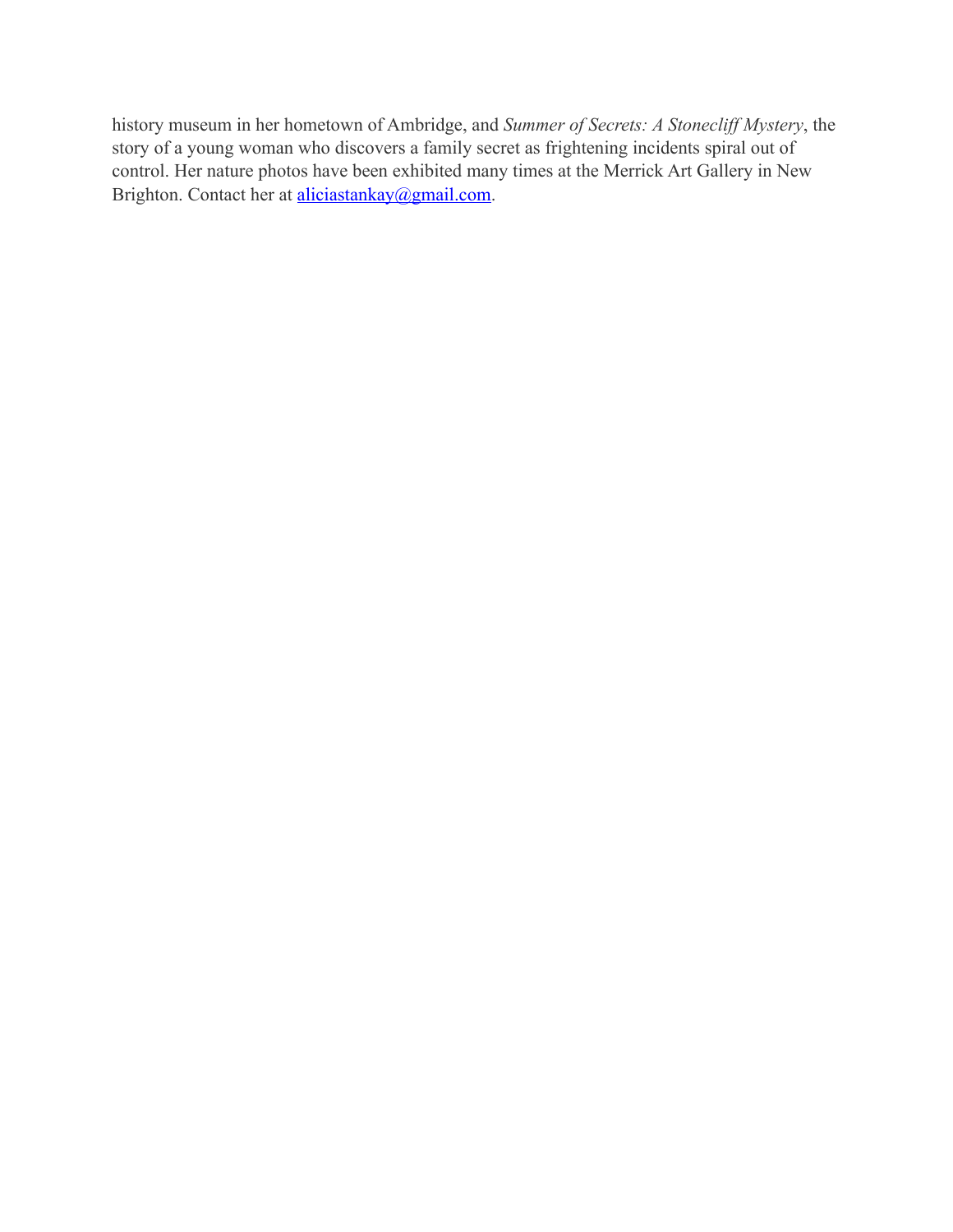history museum in her hometown of Ambridge, and *Summer of Secrets: A Stonecliff Mystery*, the story of a young woman who discovers a family secret as frightening incidents spiral out of control. Her nature photos have been exhibited many times at the Merrick Art Gallery in New Brighton. Contact her at aliciastankay@gmail.com.